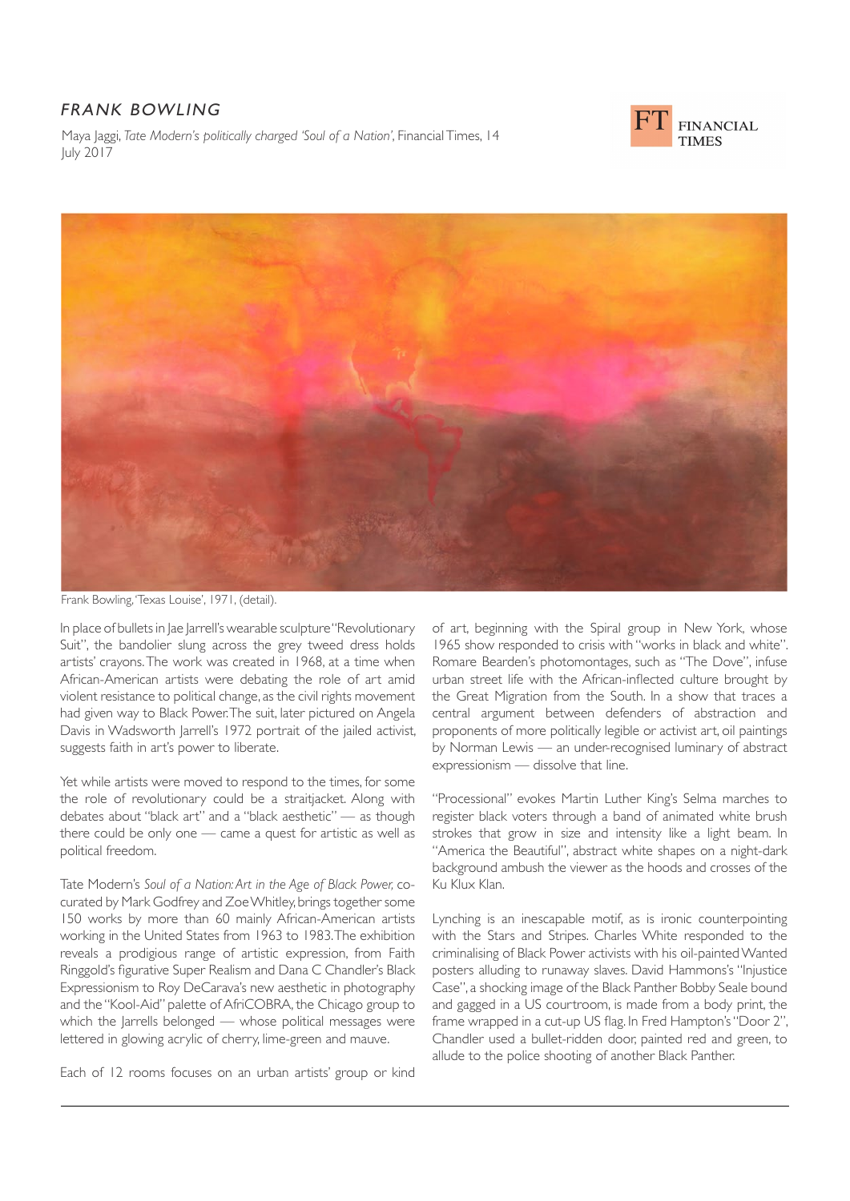## *FRANK BOWLING*

Maya Jaggi, *Tate Modern's politically charged 'Soul of a Nation'*, Financial Times, 14 July 2017

Frank Bowling, 'Texas Louise', 1971, (detail).

In place of bullets in Jae Jarrell's wearable sculpture "Revolutionary Suit", the bandolier slung across the grey tweed dress holds artists' crayons. The work was created in 1968, at a time when African-American artists were debating the role of art amid violent resistance to political change, as the civil rights movement had given way to Black Power. The suit, later pictured on Angela Davis in Wadsworth Jarrell's 1972 portrait of the jailed activist, suggests faith in art's power to liberate.

Yet while artists were moved to respond to the times, for some the role of revolutionary could be a straitjacket. Along with debates about "black art" and a "black aesthetic" — as though there could be only one — came a quest for artistic as well as political freedom.

Tate Modern's *Soul of a Nation: Art in the Age of Black Power*, co-curated by Mark Godfrey and Zoe Whitley, brings together some 150 works by more than 60 mainly African-American artists working in the United States from 1963 to 1983. The exhibition reveals a prodigious range of artistic expression, from Faith Ringgold's figurative Super Realism and Dana C Chandler's Black Expressionism to Roy DeCarava's new aesthetic in photography and the "Kool-Aid" palette of AfriCOBRA, the Chicago group to which the Jarrells belonged — whose political messages were lettered in glowing acrylic of cherry, lime-green and mauve.

Each of 12 rooms focuses on an urban artists' group or kind of art, beginning with the Spiral group in New York, whose 1965 show responded to crisis with "works in black and white". Romare Bearden's photomontages, such as "The Dove", infuse urban street life with the African-inflected culture brought by the Great Migration from the South. In a show that traces a central argument between defenders of abstraction and proponents of more politically legible or activist art, oil paintings by Norman Lewis — an under-recognised luminary of abstract expressionism — dissolve that line.

"Processional" evokes Martin Luther King's Selma marches to register black voters through a band of animated white brush strokes that grow in size and intensity like a light beam. In "America the Beautiful", abstract white shapes on a night-dark background ambush the viewer as the hoods and crosses of the Ku Klux Klan.

Lynching is an inescapable motif, as is ironic counterpointing with the Stars and Stripes. Charles White responded to the criminalising of Black Power activists with his oil-painted Wanted posters alluding to runaway slaves. David Hammons's "Injustice Case", a shocking image of the Black Panther Bobby Seale bound and gagged in a US courtroom, is made from a body print, the frame wrapped in a cut-up US flag. In Fred Hampton's "Door 2", Chandler used a bullet-ridden door, painted red and green, to allude to the police shooting of another Black Panther.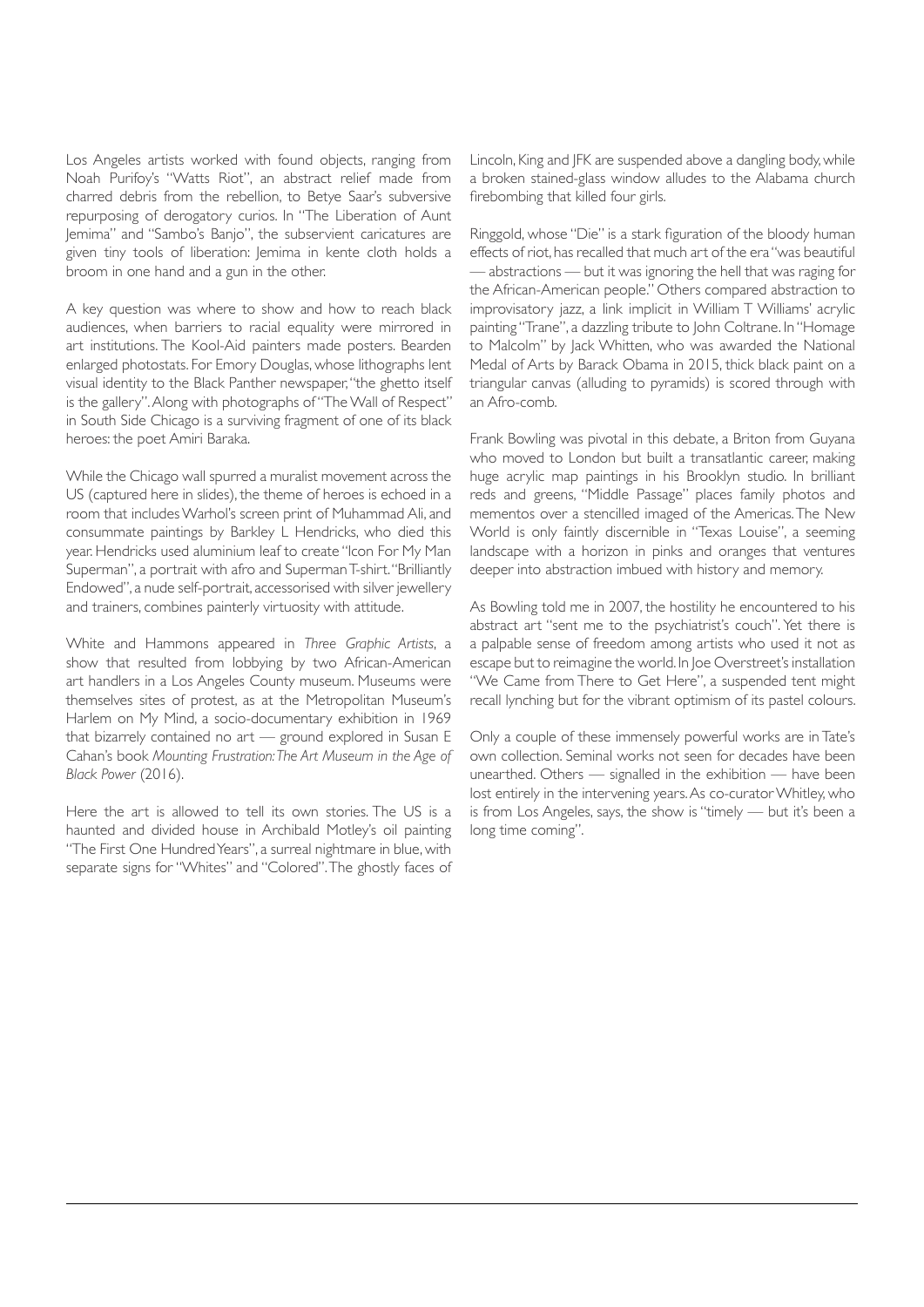Los Angeles artists worked with found objects, ranging from Noah Purifoy's "Watts Riot", an abstract relief made from charred debris from the rebellion, to Betye Saar's subversive repurposing of derogatory curios. In "The Liberation of Aunt Jemima" and "Sambo's Banjo", the subservient caricatures are given tiny tools of liberation: Jemima in kente cloth holds a broom in one hand and a gun in the other.

A key question was where to show and how to reach black audiences, when barriers to racial equality were mirrored in art institutions. The Kool-Aid painters made posters. Bearden enlarged photostats. For Emory Douglas, whose lithographs lent visual identity to the Black Panther newspaper, "the ghetto itself is the gallery". Along with photographs of "The Wall of Respect" in South Side Chicago is a surviving fragment of one of its black heroes: the poet Amiri Baraka.

While the Chicago wall spurred a muralist movement across the US (captured here in slides), the theme of heroes is echoed in a room that includes Warhol's screen print of Muhammad Ali, and consummate paintings by Barkley L Hendricks, who died this year. Hendricks used aluminium leaf to create "Icon For My Man Superman", a portrait with afro and Superman T-shirt. "Brilliantly Endowed", a nude self-portrait, accessorised with silver jewellery and trainers, combines painterly virtuosity with attitude.

White and Hammons appeared in *Three Graphic Artists*, a show that resulted from lobbying by two African-American art handlers in a Los Angeles County museum. Museums were themselves sites of protest, as at the Metropolitan Museum's Harlem on My Mind, a socio-documentary exhibition in 1969 that bizarrely contained no art — ground explored in Susan E Cahan's book *Mounting Frustration: The Art Museum in the Age of Black Power* (2016).

Here the art is allowed to tell its own stories. The US is a haunted and divided house in Archibald Motley's oil painting "The First One Hundred Years", a surreal nightmare in blue, with separate signs for "Whites" and "Colored". The ghostly faces of Lincoln, King and JFK are suspended above a dangling body, while a broken stained-glass window alludes to the Alabama church firebombing that killed four girls.

Ringgold, whose "Die" is a stark figuration of the bloody human effects of riot, has recalled that much art of the era "was beautiful — abstractions — but it was ignoring the hell that was raging for the African-American people." Others compared abstraction to improvisatory jazz, a link implicit in William T Williams' acrylic painting "Trane", a dazzling tribute to John Coltrane. In "Homage to Malcolm" by Jack Whitten, who was awarded the National Medal of Arts by Barack Obama in 2015, thick black paint on a triangular canvas (alluding to pyramids) is scored through with an Afro-comb.

Frank Bowling was pivotal in this debate, a Briton from Guyana who moved to London but built a transatlantic career, making huge acrylic map paintings in his Brooklyn studio. In brilliant reds and greens, "Middle Passage" places family photos and mementos over a stencilled imaged of the Americas. The New World is only faintly discernible in "Texas Louise", a seeming landscape with a horizon in pinks and oranges that ventures deeper into abstraction imbued with history and memory.

As Bowling told me in 2007, the hostility he encountered to his abstract art "sent me to the psychiatrist's couch". Yet there is a palpable sense of freedom among artists who used it not as escape but to reimagine the world. In Joe Overstreet's installation "We Came from There to Get Here", a suspended tent might recall lynching but for the vibrant optimism of its pastel colours.

Only a couple of these immensely powerful works are in Tate's own collection. Seminal works not seen for decades have been unearthed. Others — signalled in the exhibition — have been lost entirely in the intervening years. As co-curator Whitley, who is from Los Angeles, says, the show is "timely — but it's been a long time coming".